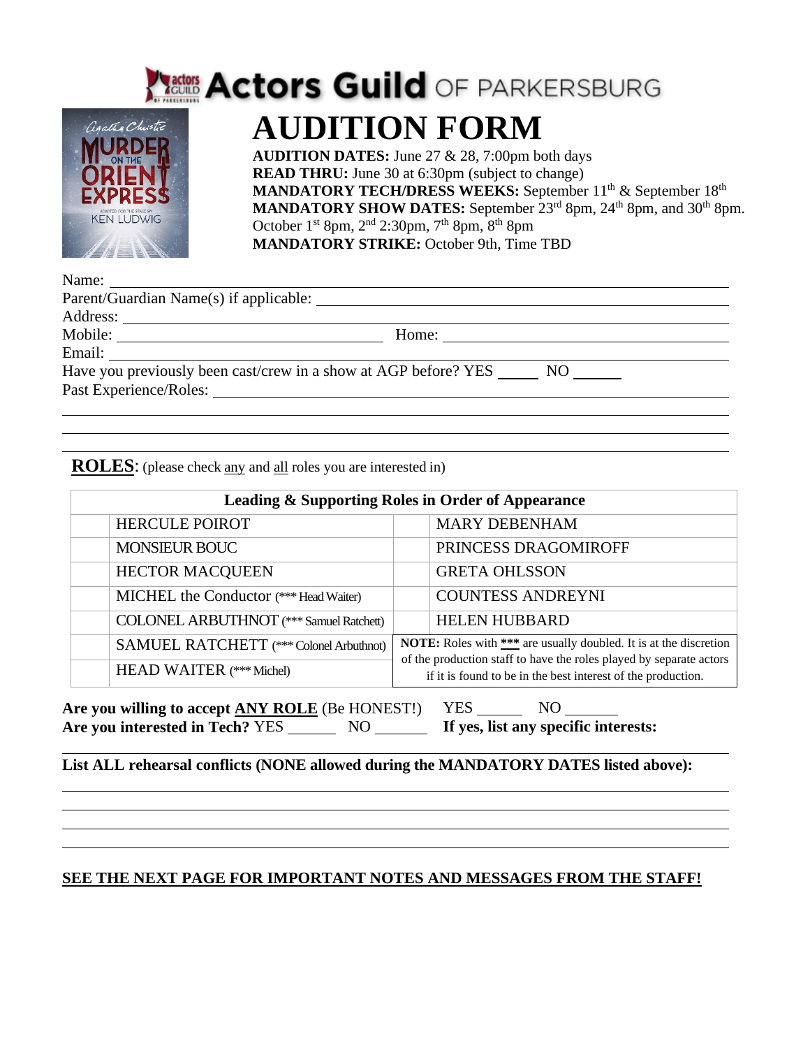# Actors Guild OF PARKERSBURG

# AUDITION FORM

**AUDITION DATES:** June 27 & 28, 7:00pm both days
**READ THRU:** June 30 at 6:30pm (subject to change)
**MANDATORY TECH/DRESS WEEKS:** September 11th & September 18th
**MANDATORY SHOW DATES:** September 23rd 8pm, 24th 8pm, and 30th 8pm. October 1st 8pm, 2nd 2:30pm, 7th 8pm, 8th 8pm
**MANDATORY STRIKE:** October 9th, Time TBD

Name: ______________________________
Parent/Guardian Name(s) if applicable: ______________________________
Address: ______________________________
Mobile: ______________________________ Home: ______________________________
Email: ______________________________
Have you previously been cast/crew in a show at AGP before? YES _____ NO _____
Past Experience/Roles: ______________________________

______________________________

______________________________

______________________________

**ROLES**: (please check any and all roles you are interested in)

| Leading & Supporting Roles in Order of Appearance | | | |
|---|---|---|---|
| | HERCULE POIROT | | MARY DEBENHAM |
| | MONSIEUR BOUC | | PRINCESS DRAGOMIROFF |
| | HECTOR MACQUEEN | | GRETA OHLSSON |
| | MICHEL the Conductor (*** Head Waiter) | | COUNTESS ANDREYNI |
| | COLONEL ARBUTHNOT (*** Samuel Ratchett) | | HELEN HUBBARD |
| | SAMUEL RATCHETT (*** Colonel Arbuthnot) | **NOTE:** Roles with *** are usually doubled. It is at the discretion of the production staff to have the roles played by separate actors if it is found to be in the best interest of the production. | |
| | HEAD WAITER (*** Michel) | | |

**Are you willing to accept ANY ROLE** (Be HONEST!) YES _____ NO _____
**Are you interested in Tech?** YES _____ NO _____ **If yes, list any specific interests:**

______________________________

**List ALL rehearsal conflicts (NONE allowed during the MANDATORY DATES listed above):**

______________________________

______________________________

______________________________

______________________________

**SEE THE NEXT PAGE FOR IMPORTANT NOTES AND MESSAGES FROM THE STAFF!**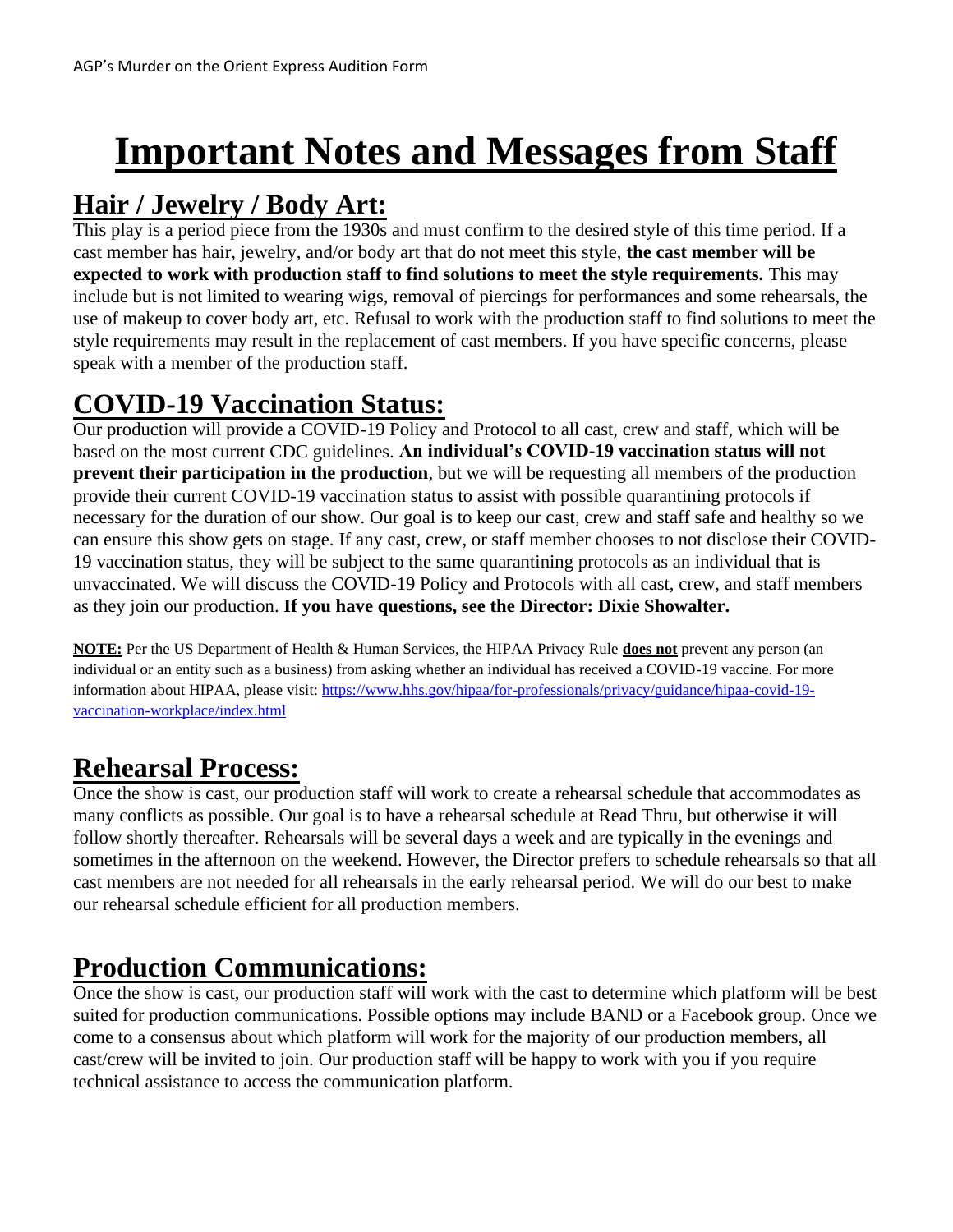# Important Notes and Messages from Staff

## Hair / Jewelry / Body Art:

This play is a period piece from the 1930s and must confirm to the desired style of this time period. If a cast member has hair, jewelry, and/or body art that do not meet this style, **the cast member will be expected to work with production staff to find solutions to meet the style requirements.** This may include but is not limited to wearing wigs, removal of piercings for performances and some rehearsals, the use of makeup to cover body art, etc. Refusal to work with the production staff to find solutions to meet the style requirements may result in the replacement of cast members. If you have specific concerns, please speak with a member of the production staff.

## COVID-19 Vaccination Status:

Our production will provide a COVID-19 Policy and Protocol to all cast, crew and staff, which will be based on the most current CDC guidelines. **An individual's COVID-19 vaccination status will not prevent their participation in the production**, but we will be requesting all members of the production provide their current COVID-19 vaccination status to assist with possible quarantining protocols if necessary for the duration of our show. Our goal is to keep our cast, crew and staff safe and healthy so we can ensure this show gets on stage. If any cast, crew, or staff member chooses to not disclose their COVID-19 vaccination status, they will be subject to the same quarantining protocols as an individual that is unvaccinated. We will discuss the COVID-19 Policy and Protocols with all cast, crew, and staff members as they join our production. **If you have questions, see the Director: Dixie Showalter.**

**NOTE:** Per the US Department of Health & Human Services, the HIPAA Privacy Rule **does not** prevent any person (an individual or an entity such as a business) from asking whether an individual has received a COVID-19 vaccine. For more information about HIPAA, please visit: https://www.hhs.gov/hipaa/for-professionals/privacy/guidance/hipaa-covid-19-vaccination-workplace/index.html

## Rehearsal Process:

Once the show is cast, our production staff will work to create a rehearsal schedule that accommodates as many conflicts as possible. Our goal is to have a rehearsal schedule at Read Thru, but otherwise it will follow shortly thereafter. Rehearsals will be several days a week and are typically in the evenings and sometimes in the afternoon on the weekend. However, the Director prefers to schedule rehearsals so that all cast members are not needed for all rehearsals in the early rehearsal period. We will do our best to make our rehearsal schedule efficient for all production members.

## Production Communications:

Once the show is cast, our production staff will work with the cast to determine which platform will be best suited for production communications. Possible options may include BAND or a Facebook group. Once we come to a consensus about which platform will work for the majority of our production members, all cast/crew will be invited to join. Our production staff will be happy to work with you if you require technical assistance to access the communication platform.